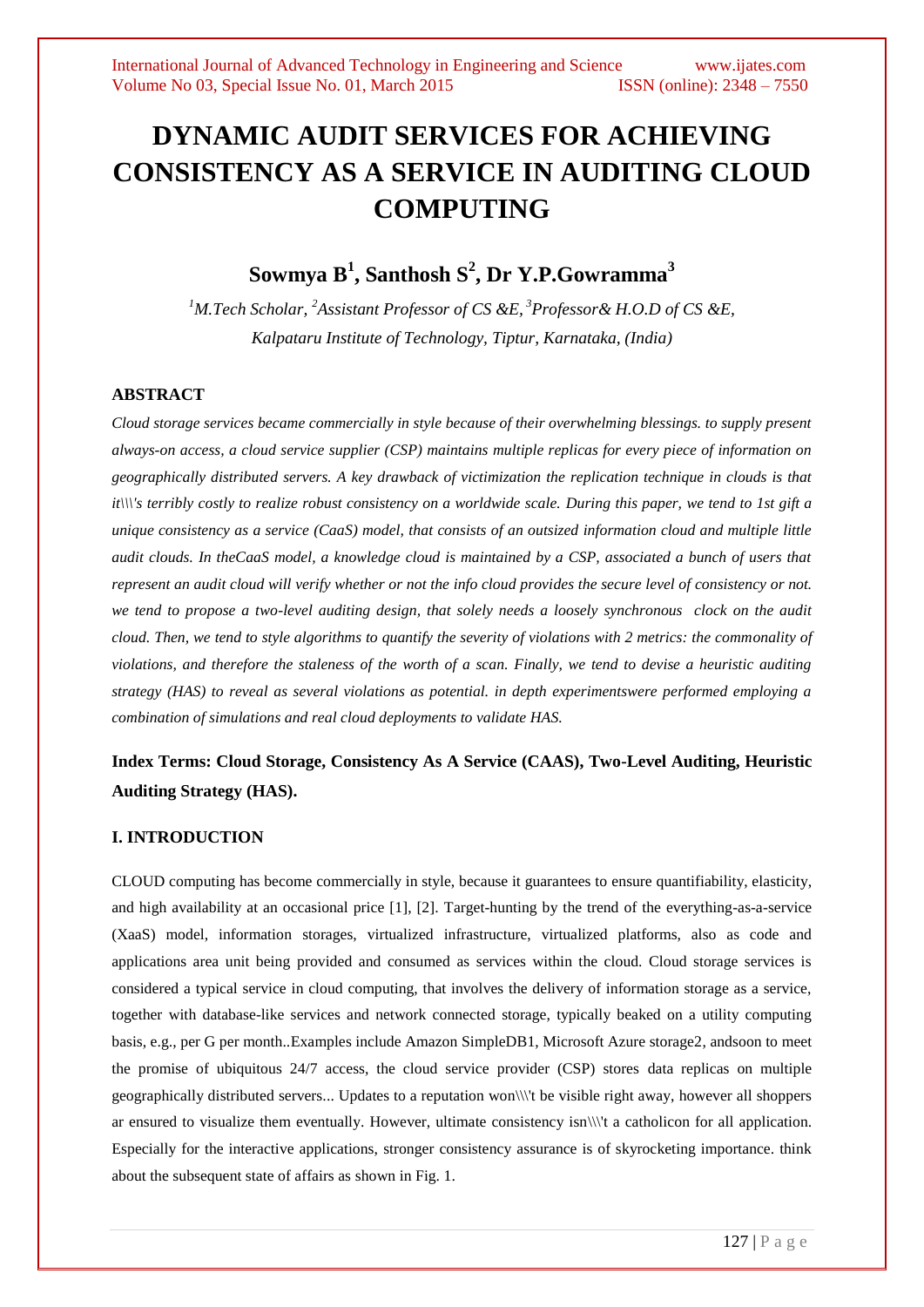# DYNAMIC AUDIT SERVICES FOR ACHIEVING CONSISTENCY AS A SERVICE IN AUDITING CLOUD COMPUTING

**Sowmya B[1], Santhosh S[2], Dr Y.P.Gowramma[3]**

*[1]M.Tech Scholar, [2]Assistant Professor of CS &E, [3]Professor& H.O.D of CS &E, Kalpataru Institute of Technology, Tiptur, Karnataka, (India)*

### ABSTRACT

*Cloud storage services became commercially in style because of their overwhelming blessings. to supply present always-on access, a cloud service supplier (CSP) maintains multiple replicas for every piece of information on geographically distributed servers. A key drawback of victimization the replication technique in clouds is that it\\\'s terribly costly to realize robust consistency on a worldwide scale. During this paper, we tend to 1st gift a unique consistency as a service (CaaS) model, that consists of an outsized information cloud and multiple little audit clouds. In theCaaS model, a knowledge cloud is maintained by a CSP, associated a bunch of users that represent an audit cloud will verify whether or not the info cloud provides the secure level of consistency or not. we tend to propose a two-level auditing design, that solely needs a loosely synchronous clock on the audit cloud. Then, we tend to style algorithms to quantify the severity of violations with 2 metrics: the commonality of violations, and therefore the staleness of the worth of a scan. Finally, we tend to devise a heuristic auditing strategy (HAS) to reveal as several violations as potential. in depth experimentswere performed employing a combination of simulations and real cloud deployments to validate HAS.*

**Index Terms: Cloud Storage, Consistency As A Service (CAAS), Two-Level Auditing, Heuristic Auditing Strategy (HAS).**

### I. INTRODUCTION

CLOUD computing has become commercially in style, because it guarantees to ensure quantifiability, elasticity, and high availability at an occasional price [1], [2]. Target-hunting by the trend of the everything-as-a-service (XaaS) model, information storages, virtualized infrastructure, virtualized platforms, also as code and applications area unit being provided and consumed as services within the cloud. Cloud storage services is considered a typical service in cloud computing, that involves the delivery of information storage as a service, together with database-like services and network connected storage, typically beaked on a utility computing basis, e.g., per G per month..Examples include Amazon SimpleDB1, Microsoft Azure storage2, andsoon to meet the promise of ubiquitous 24/7 access, the cloud service provider (CSP) stores data replicas on multiple geographically distributed servers... Updates to a reputation won\\\'t be visible right away, however all shoppers ar ensured to visualize them eventually. However, ultimate consistency isn\\\'t a catholicon for all application. Especially for the interactive applications, stronger consistency assurance is of skyrocketing importance. think about the subsequent state of affairs as shown in Fig. 1.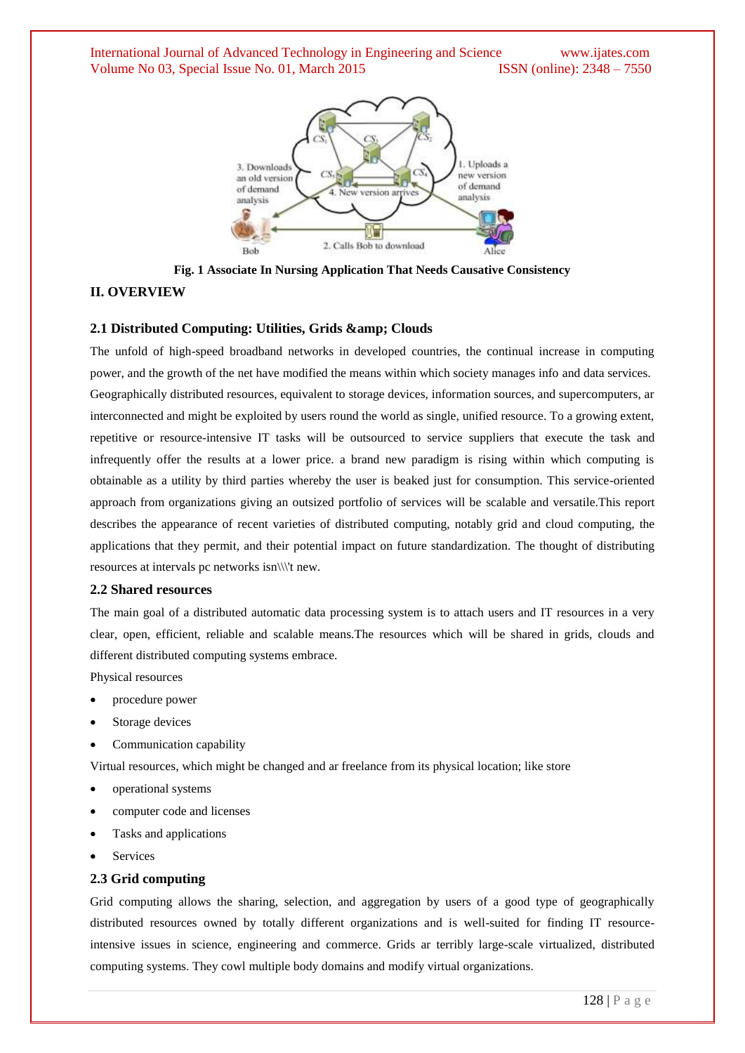Fig. 1 Associate In Nursing Application That Needs Causative Consistency

## II. OVERVIEW

### 2.1 Distributed Computing: Utilities, Grids &amp; Clouds

The unfold of high-speed broadband networks in developed countries, the continual increase in computing power, and the growth of the net have modified the means within which society manages info and data services. Geographically distributed resources, equivalent to storage devices, information sources, and supercomputers, ar interconnected and might be exploited by users round the world as single, unified resource. To a growing extent, repetitive or resource-intensive IT tasks will be outsourced to service suppliers that execute the task and infrequently offer the results at a lower price. a brand new paradigm is rising within which computing is obtainable as a utility by third parties whereby the user is beaked just for consumption. This service-oriented approach from organizations giving an outsized portfolio of services will be scalable and versatile.This report describes the appearance of recent varieties of distributed computing, notably grid and cloud computing, the applications that they permit, and their potential impact on future standardization. The thought of distributing resources at intervals pc networks isn\\\'t new.

### 2.2 Shared resources

The main goal of a distributed automatic data processing system is to attach users and IT resources in a very clear, open, efficient, reliable and scalable means.The resources which will be shared in grids, clouds and different distributed computing systems embrace.

Physical resources

- procedure power
- Storage devices
- Communication capability

Virtual resources, which might be changed and ar freelance from its physical location; like store

- operational systems
- computer code and licenses
- Tasks and applications
- Services

### 2.3 Grid computing

Grid computing allows the sharing, selection, and aggregation by users of a good type of geographically distributed resources owned by totally different organizations and is well-suited for finding IT resource-intensive issues in science, engineering and commerce. Grids ar terribly large-scale virtualized, distributed computing systems. They cowl multiple body domains and modify virtual organizations.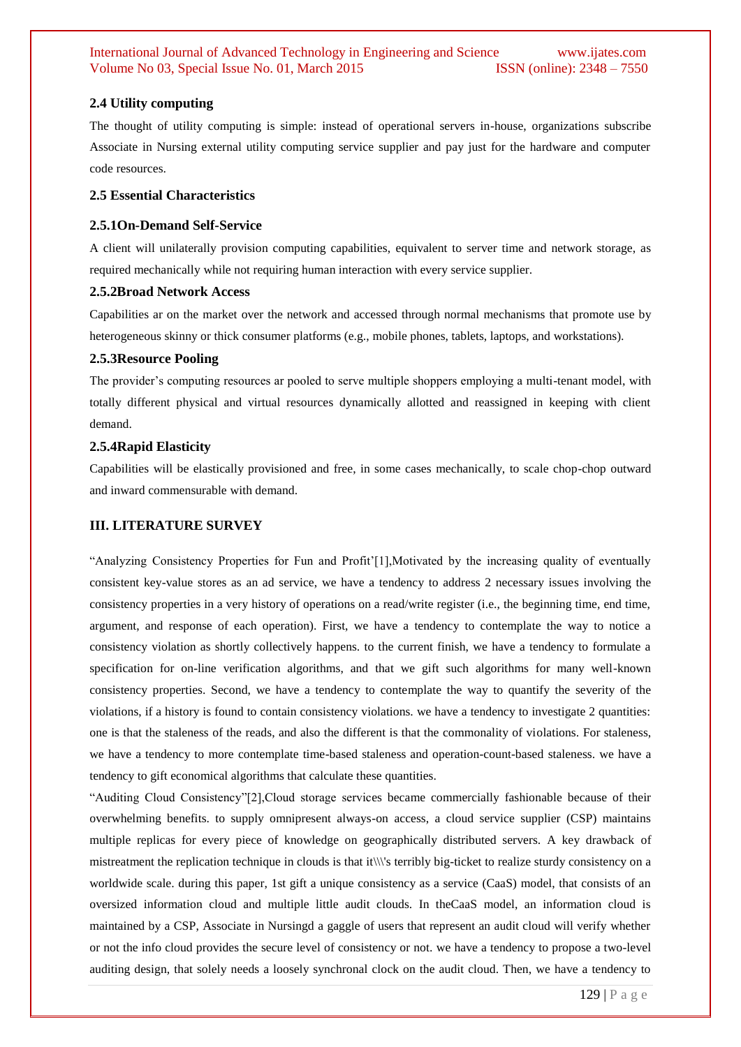### 2.4 Utility computing

The thought of utility computing is simple: instead of operational servers in-house, organizations subscribe Associate in Nursing external utility computing service supplier and pay just for the hardware and computer code resources.

### 2.5 Essential Characteristics

#### 2.5.1On-Demand Self-Service

A client will unilaterally provision computing capabilities, equivalent to server time and network storage, as required mechanically while not requiring human interaction with every service supplier.

#### 2.5.2Broad Network Access

Capabilities ar on the market over the network and accessed through normal mechanisms that promote use by heterogeneous skinny or thick consumer platforms (e.g., mobile phones, tablets, laptops, and workstations).

#### 2.5.3Resource Pooling

The provider's computing resources ar pooled to serve multiple shoppers employing a multi-tenant model, with totally different physical and virtual resources dynamically allotted and reassigned in keeping with client demand.

#### 2.5.4Rapid Elasticity

Capabilities will be elastically provisioned and free, in some cases mechanically, to scale chop-chop outward and inward commensurable with demand.

## III. LITERATURE SURVEY

"Analyzing Consistency Properties for Fun and Profit'[1],Motivated by the increasing quality of eventually consistent key-value stores as an ad service, we have a tendency to address 2 necessary issues involving the consistency properties in a very history of operations on a read/write register (i.e., the beginning time, end time, argument, and response of each operation). First, we have a tendency to contemplate the way to notice a consistency violation as shortly collectively happens. to the current finish, we have a tendency to formulate a specification for on-line verification algorithms, and that we gift such algorithms for many well-known consistency properties. Second, we have a tendency to contemplate the way to quantify the severity of the violations, if a history is found to contain consistency violations. we have a tendency to investigate 2 quantities: one is that the staleness of the reads, and also the different is that the commonality of violations. For staleness, we have a tendency to more contemplate time-based staleness and operation-count-based staleness. we have a tendency to gift economical algorithms that calculate these quantities.

"Auditing Cloud Consistency"[2],Cloud storage services became commercially fashionable because of their overwhelming benefits. to supply omnipresent always-on access, a cloud service supplier (CSP) maintains multiple replicas for every piece of knowledge on geographically distributed servers. A key drawback of mistreatment the replication technique in clouds is that it\\\'s terribly big-ticket to realize sturdy consistency on a worldwide scale. during this paper, 1st gift a unique consistency as a service (CaaS) model, that consists of an oversized information cloud and multiple little audit clouds. In theCaaS model, an information cloud is maintained by a CSP, Associate in Nursingd a gaggle of users that represent an audit cloud will verify whether or not the info cloud provides the secure level of consistency or not. we have a tendency to propose a two-level auditing design, that solely needs a loosely synchronal clock on the audit cloud. Then, we have a tendency to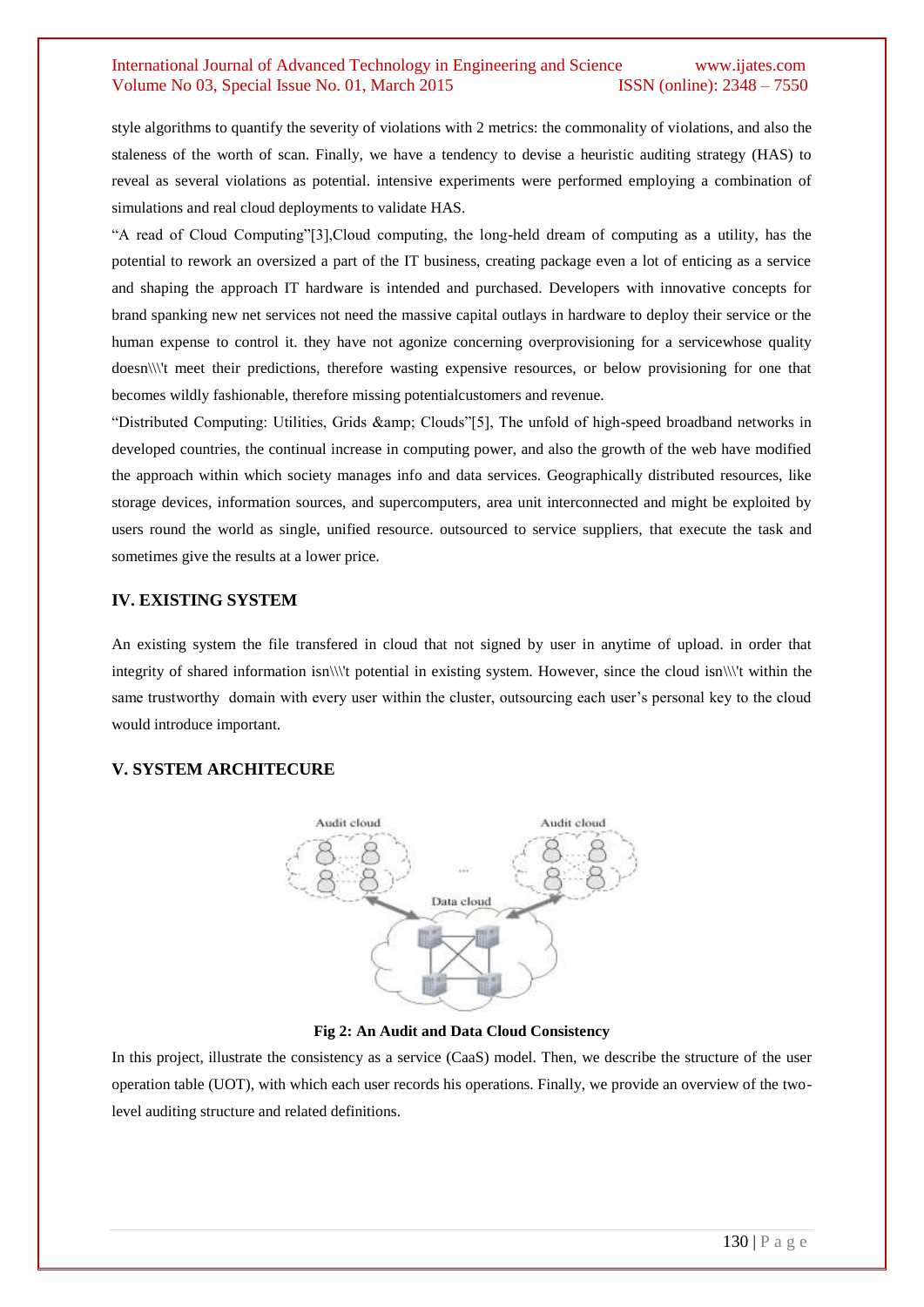style algorithms to quantify the severity of violations with 2 metrics: the commonality of violations, and also the staleness of the worth of scan. Finally, we have a tendency to devise a heuristic auditing strategy (HAS) to reveal as several violations as potential. intensive experiments were performed employing a combination of simulations and real cloud deployments to validate HAS.

"A read of Cloud Computing"[3],Cloud computing, the long-held dream of computing as a utility, has the potential to rework an oversized a part of the IT business, creating package even a lot of enticing as a service and shaping the approach IT hardware is intended and purchased. Developers with innovative concepts for brand spanking new net services not need the massive capital outlays in hardware to deploy their service or the human expense to control it. they have not agonize concerning overprovisioning for a servicewhose quality doesn\\\'t meet their predictions, therefore wasting expensive resources, or below provisioning for one that becomes wildly fashionable, therefore missing potentialcustomers and revenue.

"Distributed Computing: Utilities, Grids &amp; Clouds"[5], The unfold of high-speed broadband networks in developed countries, the continual increase in computing power, and also the growth of the web have modified the approach within which society manages info and data services. Geographically distributed resources, like storage devices, information sources, and supercomputers, area unit interconnected and might be exploited by users round the world as single, unified resource. outsourced to service suppliers, that execute the task and sometimes give the results at a lower price.

## IV. EXISTING SYSTEM

An existing system the file transfered in cloud that not signed by user in anytime of upload. in order that integrity of shared information isn\\\'t potential in existing system. However, since the cloud isn\\\'t within the same trustworthy domain with every user within the cluster, outsourcing each user's personal key to the cloud would introduce important.

## V. SYSTEM ARCHITECURE

**Fig 2: An Audit and Data Cloud Consistency**

In this project, illustrate the consistency as a service (CaaS) model. Then, we describe the structure of the user operation table (UOT), with which each user records his operations. Finally, we provide an overview of the two-level auditing structure and related definitions.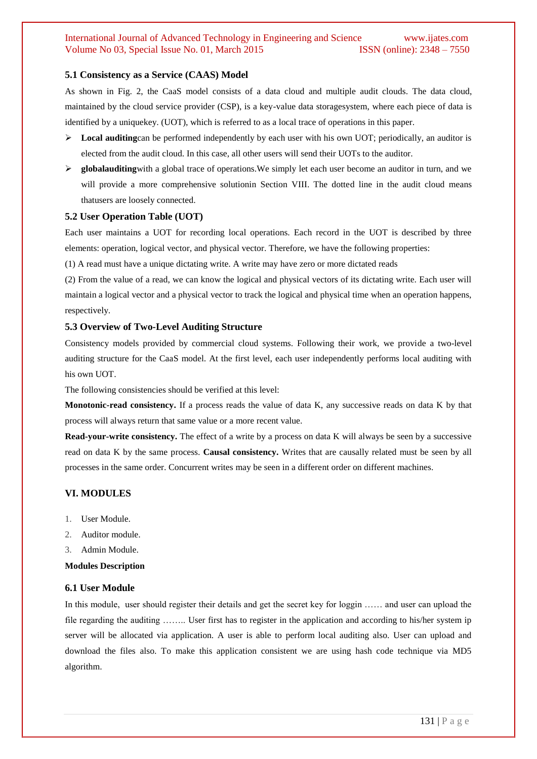### 5.1 Consistency as a Service (CAAS) Model

As shown in Fig. 2, the CaaS model consists of a data cloud and multiple audit clouds. The data cloud, maintained by the cloud service provider (CSP), is a key-value data storagesystem, where each piece of data is identified by a uniquekey. (UOT), which is referred to as a local trace of operations in this paper.

- **Local auditing**can be performed independently by each user with his own UOT; periodically, an auditor is elected from the audit cloud. In this case, all other users will send their UOTs to the auditor.
- **globalauditing**with a global trace of operations.We simply let each user become an auditor in turn, and we will provide a more comprehensive solutionin Section VIII. The dotted line in the audit cloud means thatusers are loosely connected.

### 5.2 User Operation Table (UOT)

Each user maintains a UOT for recording local operations. Each record in the UOT is described by three elements: operation, logical vector, and physical vector. Therefore, we have the following properties:

(1) A read must have a unique dictating write. A write may have zero or more dictated reads

(2) From the value of a read, we can know the logical and physical vectors of its dictating write. Each user will maintain a logical vector and a physical vector to track the logical and physical time when an operation happens, respectively.

### 5.3 Overview of Two-Level Auditing Structure

Consistency models provided by commercial cloud systems. Following their work, we provide a two-level auditing structure for the CaaS model. At the first level, each user independently performs local auditing with his own UOT.

The following consistencies should be verified at this level:

**Monotonic-read consistency.** If a process reads the value of data K, any successive reads on data K by that process will always return that same value or a more recent value.

**Read-your-write consistency.** The effect of a write by a process on data K will always be seen by a successive read on data K by the same process. **Causal consistency.** Writes that are causally related must be seen by all processes in the same order. Concurrent writes may be seen in a different order on different machines.

## VI. MODULES

1. User Module.
2. Auditor module.
3. Admin Module.

**Modules Description**

### 6.1 User Module

In this module, user should register their details and get the secret key for loggin …… and user can upload the file regarding the auditing …….. User first has to register in the application and according to his/her system ip server will be allocated via application. A user is able to perform local auditing also. User can upload and download the files also. To make this application consistent we are using hash code technique via MD5 algorithm.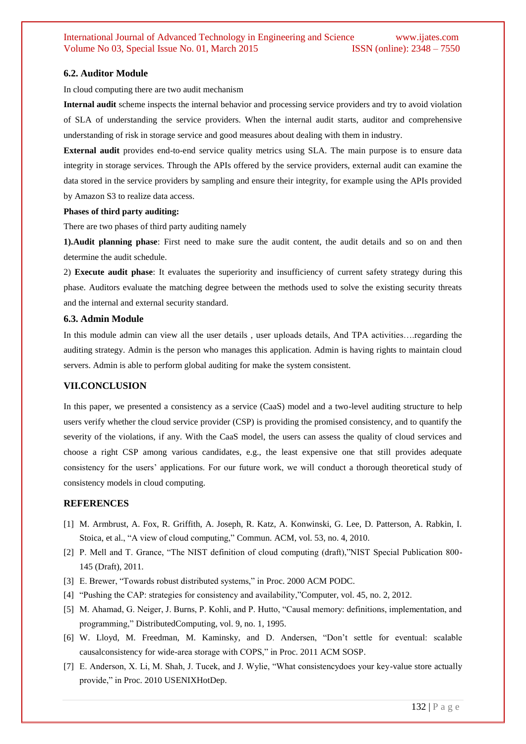### 6.2. Auditor Module

In cloud computing there are two audit mechanism

**Internal audit** scheme inspects the internal behavior and processing service providers and try to avoid violation of SLA of understanding the service providers. When the internal audit starts, auditor and comprehensive understanding of risk in storage service and good measures about dealing with them in industry.

**External audit** provides end-to-end service quality metrics using SLA. The main purpose is to ensure data integrity in storage services. Through the APIs offered by the service providers, external audit can examine the data stored in the service providers by sampling and ensure their integrity, for example using the APIs provided by Amazon S3 to realize data access.

**Phases of third party auditing:**

There are two phases of third party auditing namely

**1).Audit planning phase**: First need to make sure the audit content, the audit details and so on and then determine the audit schedule.

2) **Execute audit phase**: It evaluates the superiority and insufficiency of current safety strategy during this phase. Auditors evaluate the matching degree between the methods used to solve the existing security threats and the internal and external security standard.

### 6.3. Admin Module

In this module admin can view all the user details , user uploads details, And TPA activities….regarding the auditing strategy. Admin is the person who manages this application. Admin is having rights to maintain cloud servers. Admin is able to perform global auditing for make the system consistent.

## VII.CONCLUSION

In this paper, we presented a consistency as a service (CaaS) model and a two-level auditing structure to help users verify whether the cloud service provider (CSP) is providing the promised consistency, and to quantify the severity of the violations, if any. With the CaaS model, the users can assess the quality of cloud services and choose a right CSP among various candidates, e.g., the least expensive one that still provides adequate consistency for the users' applications. For our future work, we will conduct a thorough theoretical study of consistency models in cloud computing.

## REFERENCES

[1] M. Armbrust, A. Fox, R. Griffith, A. Joseph, R. Katz, A. Konwinski, G. Lee, D. Patterson, A. Rabkin, I. Stoica, et al., "A view of cloud computing," Commun. ACM, vol. 53, no. 4, 2010.

[2] P. Mell and T. Grance, "The NIST definition of cloud computing (draft),"NIST Special Publication 800-145 (Draft), 2011.

[3] E. Brewer, "Towards robust distributed systems," in Proc. 2000 ACM PODC.

[4] "Pushing the CAP: strategies for consistency and availability,"Computer, vol. 45, no. 2, 2012.

[5] M. Ahamad, G. Neiger, J. Burns, P. Kohli, and P. Hutto, "Causal memory: definitions, implementation, and programming," DistributedComputing, vol. 9, no. 1, 1995.

[6] W. Lloyd, M. Freedman, M. Kaminsky, and D. Andersen, "Don't settle for eventual: scalable causalconsistency for wide-area storage with COPS," in Proc. 2011 ACM SOSP.

[7] E. Anderson, X. Li, M. Shah, J. Tucek, and J. Wylie, "What consistencydoes your key-value store actually provide," in Proc. 2010 USENIXHotDep.